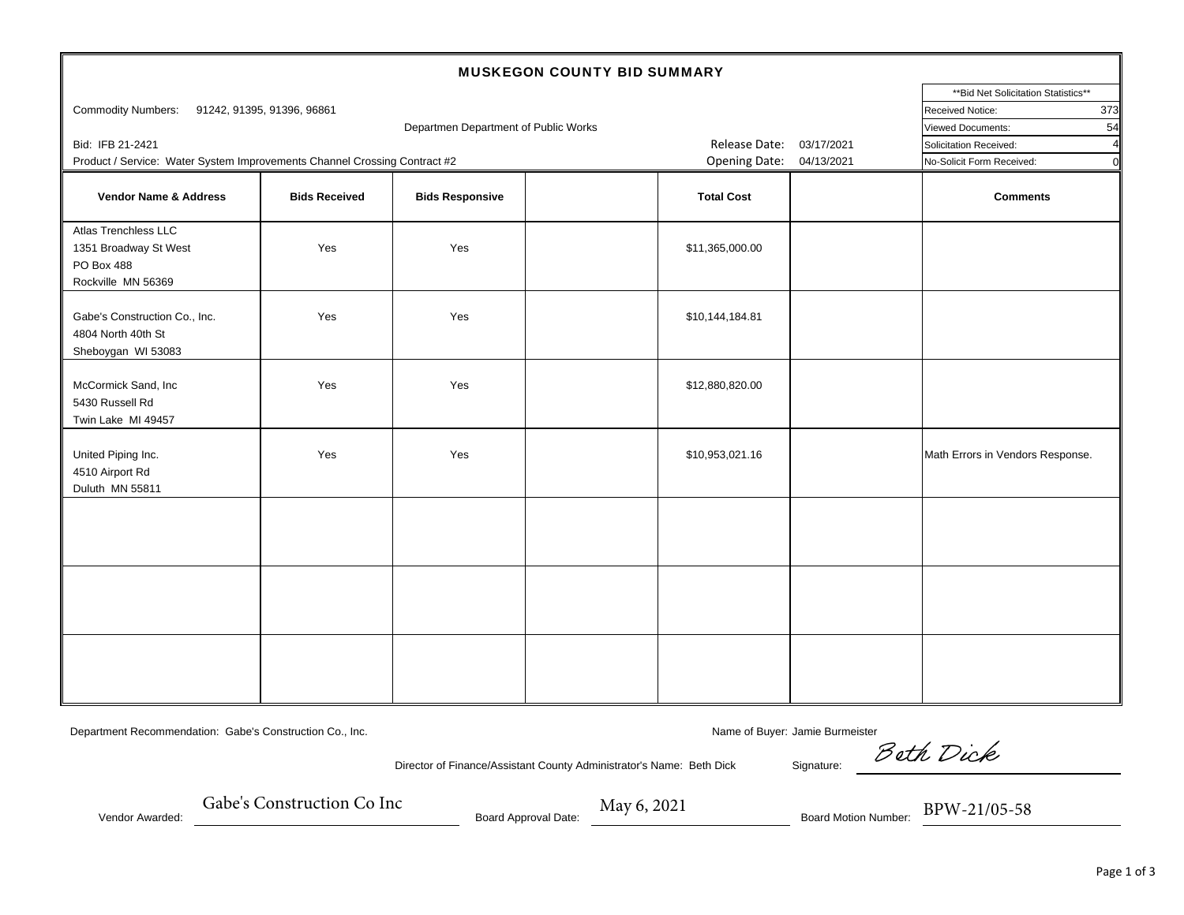# MUSKEGON COUNTY BID SUMMARY

Commodity Numbers: 91242, 91395, 91396, 96861

Departmen Department of Public Works

Bid: IFB 21-2421

Product / Service: Water System Improvements Channel Crossing Contract #2

Release Date: 03/17/2021

Opening Date: 04/13/2021

| **Bid Net Solicitation Statistics** | |
|---|---|
| Received Notice: | 373 |
| Viewed Documents: | 54 |
| Solicitation Received: | 4 |
| No-Solicit Form Received: | 0 |

| Vendor Name & Address | Bids Received | Bids Responsive | | Total Cost | | Comments |
|---|---|---|---|---|---|---|
| Atlas Trenchless LLC<br>1351 Broadway St West<br>PO Box 488<br>Rockville MN 56369 | Yes | Yes | | $11,365,000.00 | | |
| Gabe's Construction Co., Inc.<br>4804 North 40th St<br>Sheboygan WI 53083 | Yes | Yes | | $10,144,184.81 | | |
| McCormick Sand, Inc<br>5430 Russell Rd<br>Twin Lake MI 49457 | Yes | Yes | | $12,880,820.00 | | |
| United Piping Inc.<br>4510 Airport Rd<br>Duluth MN 55811 | Yes | Yes | | $10,953,021.16 | | Math Errors in Vendors Response. |
| | | | | | | |
| | | | | | | |
| | | | | | | |

Department Recommendation: Gabe's Construction Co., Inc.

Name of Buyer: Jamie Burmeister

Director of Finance/Assistant County Administrator's Name: Beth Dick

Signature: Beth Dick

Vendor Awarded: Gabe's Construction Co Inc

Board Approval Date: May 6, 2021

Board Motion Number: BPW-21/05-58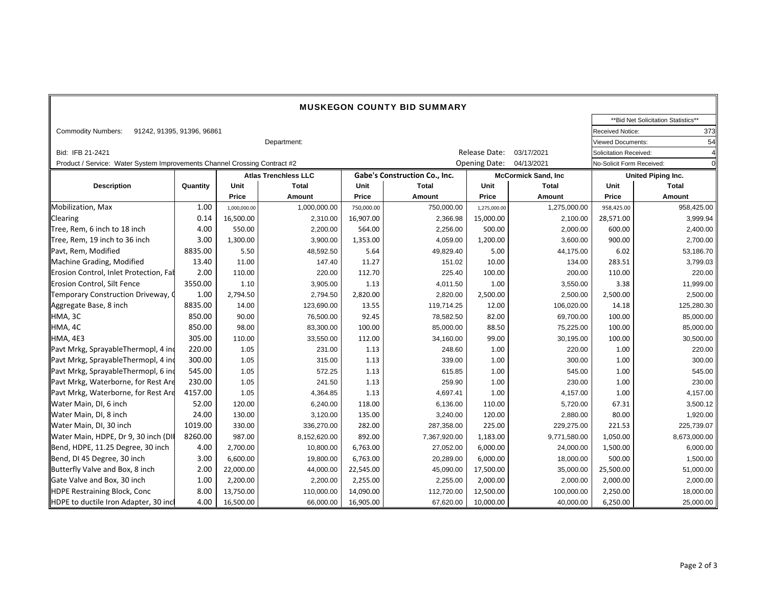# MUSKEGON COUNTY BID SUMMARY

| **Bid Net Solicitation Statistics** | |
|---|---|
| Received Notice: | 373 |
| Viewed Documents: | 54 |
| Solicitation Received: | 4 |
| No-Solicit Form Received: | 0 |

Commodity Numbers: 91242, 91395, 91396, 96861

Department:

Bid: IFB 21-2421

Release Date: 03/17/2021

Product / Service: Water System Improvements Channel Crossing Contract #2

Opening Date: 04/13/2021

| Description | Quantity | Atlas Trenchless LLC | | Gabe's Construction Co., Inc. | | McCormick Sand, Inc | | United Piping Inc. | |
|---|---|---|---|---|---|---|---|---|---|
| | | Unit Price | Total Amount | Unit Price | Total Amount | Unit Price | Total Amount | Unit Price | Total Amount |
| Mobilization, Max | 1.00 | 1,000,000.00 | 1,000,000.00 | 750,000.00 | 750,000.00 | 1,275,000.00 | 1,275,000.00 | 958,425.00 | 958,425.00 |
| Clearing | 0.14 | 16,500.00 | 2,310.00 | 16,907.00 | 2,366.98 | 15,000.00 | 2,100.00 | 28,571.00 | 3,999.94 |
| Tree, Rem, 6 inch to 18 inch | 4.00 | 550.00 | 2,200.00 | 564.00 | 2,256.00 | 500.00 | 2,000.00 | 600.00 | 2,400.00 |
| Tree, Rem, 19 inch to 36 inch | 3.00 | 1,300.00 | 3,900.00 | 1,353.00 | 4,059.00 | 1,200.00 | 3,600.00 | 900.00 | 2,700.00 |
| Pavt, Rem, Modified | 8835.00 | 5.50 | 48,592.50 | 5.64 | 49,829.40 | 5.00 | 44,175.00 | 6.02 | 53,186.70 |
| Machine Grading, Modified | 13.40 | 11.00 | 147.40 | 11.27 | 151.02 | 10.00 | 134.00 | 283.51 | 3,799.03 |
| Erosion Control, Inlet Protection, Fab | 2.00 | 110.00 | 220.00 | 112.70 | 225.40 | 100.00 | 200.00 | 110.00 | 220.00 |
| Erosion Control, Silt Fence | 3550.00 | 1.10 | 3,905.00 | 1.13 | 4,011.50 | 1.00 | 3,550.00 | 3.38 | 11,999.00 |
| Temporary Construction Driveway, C | 1.00 | 2,794.50 | 2,794.50 | 2,820.00 | 2,820.00 | 2,500.00 | 2,500.00 | 2,500.00 | 2,500.00 |
| Aggregate Base, 8 inch | 8835.00 | 14.00 | 123,690.00 | 13.55 | 119,714.25 | 12.00 | 106,020.00 | 14.18 | 125,280.30 |
| HMA, 3C | 850.00 | 90.00 | 76,500.00 | 92.45 | 78,582.50 | 82.00 | 69,700.00 | 100.00 | 85,000.00 |
| HMA, 4C | 850.00 | 98.00 | 83,300.00 | 100.00 | 85,000.00 | 88.50 | 75,225.00 | 100.00 | 85,000.00 |
| HMA, 4E3 | 305.00 | 110.00 | 33,550.00 | 112.00 | 34,160.00 | 99.00 | 30,195.00 | 100.00 | 30,500.00 |
| Pavt Mrkg, SprayableThermopl, 4 inc | 220.00 | 1.05 | 231.00 | 1.13 | 248.60 | 1.00 | 220.00 | 1.00 | 220.00 |
| Pavt Mrkg, SprayableThermopl, 4 inc | 300.00 | 1.05 | 315.00 | 1.13 | 339.00 | 1.00 | 300.00 | 1.00 | 300.00 |
| Pavt Mrkg, SprayableThermopl, 6 inc | 545.00 | 1.05 | 572.25 | 1.13 | 615.85 | 1.00 | 545.00 | 1.00 | 545.00 |
| Pavt Mrkg, Waterborne, for Rest Are | 230.00 | 1.05 | 241.50 | 1.13 | 259.90 | 1.00 | 230.00 | 1.00 | 230.00 |
| Pavt Mrkg, Waterborne, for Rest Are | 4157.00 | 1.05 | 4,364.85 | 1.13 | 4,697.41 | 1.00 | 4,157.00 | 1.00 | 4,157.00 |
| Water Main, DI, 6 inch | 52.00 | 120.00 | 6,240.00 | 118.00 | 6,136.00 | 110.00 | 5,720.00 | 67.31 | 3,500.12 |
| Water Main, DI, 8 inch | 24.00 | 130.00 | 3,120.00 | 135.00 | 3,240.00 | 120.00 | 2,880.00 | 80.00 | 1,920.00 |
| Water Main, DI, 30 inch | 1019.00 | 330.00 | 336,270.00 | 282.00 | 287,358.00 | 225.00 | 229,275.00 | 221.53 | 225,739.07 |
| Water Main, HDPE, Dr 9, 30 inch (DII | 8260.00 | 987.00 | 8,152,620.00 | 892.00 | 7,367,920.00 | 1,183.00 | 9,771,580.00 | 1,050.00 | 8,673,000.00 |
| Bend, HDPE, 11.25 Degree, 30 inch | 4.00 | 2,700.00 | 10,800.00 | 6,763.00 | 27,052.00 | 6,000.00 | 24,000.00 | 1,500.00 | 6,000.00 |
| Bend, DI 45 Degree, 30 inch | 3.00 | 6,600.00 | 19,800.00 | 6,763.00 | 20,289.00 | 6,000.00 | 18,000.00 | 500.00 | 1,500.00 |
| Butterfly Valve and Box, 8 inch | 2.00 | 22,000.00 | 44,000.00 | 22,545.00 | 45,090.00 | 17,500.00 | 35,000.00 | 25,500.00 | 51,000.00 |
| Gate Valve and Box, 30 inch | 1.00 | 2,200.00 | 2,200.00 | 2,255.00 | 2,255.00 | 2,000.00 | 2,000.00 | 2,000.00 | 2,000.00 |
| HDPE Restraining Block, Conc | 8.00 | 13,750.00 | 110,000.00 | 14,090.00 | 112,720.00 | 12,500.00 | 100,000.00 | 2,250.00 | 18,000.00 |
| HDPE to ductile Iron Adapter, 30 incl | 4.00 | 16,500.00 | 66,000.00 | 16,905.00 | 67,620.00 | 10,000.00 | 40,000.00 | 6,250.00 | 25,000.00 |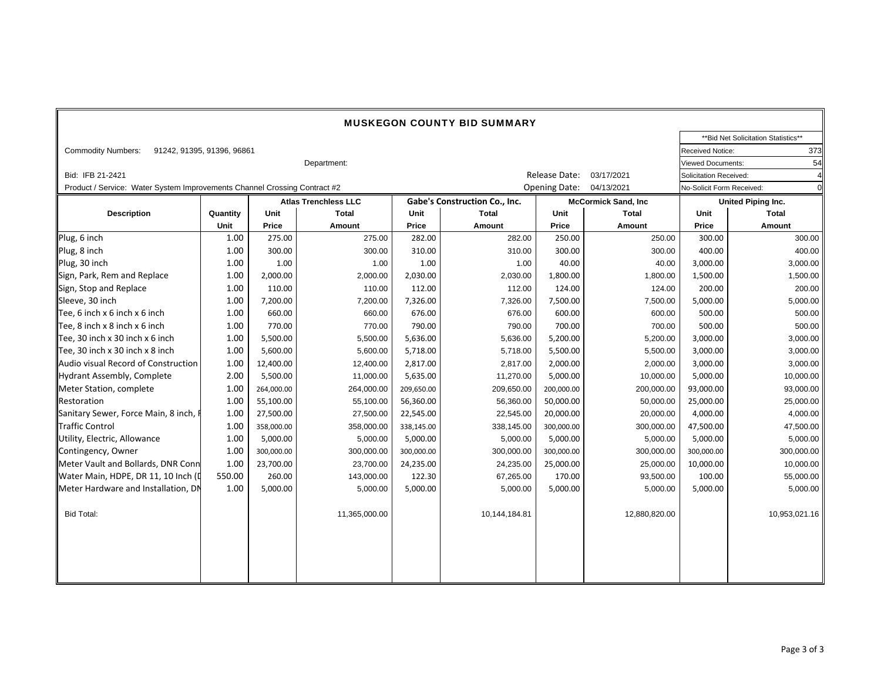# MUSKEGON COUNTY BID SUMMARY

Commodity Numbers: 91242, 91395, 91396, 96861

Department:

Bid: IFB 21-2421

Product / Service: Water System Improvements Channel Crossing Contract #2

Release Date: 03/17/2021

Opening Date: 04/13/2021

| **Bid Net Solicitation Statistics** | |
|---|---|
| Received Notice: | 373 |
| Viewed Documents: | 54 |
| Solicitation Received: | 4 |
| No-Solicit Form Received: | 0 |

| | | Atlas Trenchless LLC | | Gabe's Construction Co., Inc. | | McCormick Sand, Inc | | United Piping Inc. | |
|---|---|---|---|---|---|---|---|---|---|
| **Description** | **Quantity Unit** | **Unit Price** | **Total Amount** | **Unit Price** | **Total Amount** | **Unit Price** | **Total Amount** | **Unit Price** | **Total Amount** |
| Plug, 6 inch | 1.00 | 275.00 | 275.00 | 282.00 | 282.00 | 250.00 | 250.00 | 300.00 | 300.00 |
| Plug, 8 inch | 1.00 | 300.00 | 300.00 | 310.00 | 310.00 | 300.00 | 300.00 | 400.00 | 400.00 |
| Plug, 30 inch | 1.00 | 1.00 | 1.00 | 1.00 | 1.00 | 40.00 | 40.00 | 3,000.00 | 3,000.00 |
| Sign, Park, Rem and Replace | 1.00 | 2,000.00 | 2,000.00 | 2,030.00 | 2,030.00 | 1,800.00 | 1,800.00 | 1,500.00 | 1,500.00 |
| Sign, Stop and Replace | 1.00 | 110.00 | 110.00 | 112.00 | 112.00 | 124.00 | 124.00 | 200.00 | 200.00 |
| Sleeve, 30 inch | 1.00 | 7,200.00 | 7,200.00 | 7,326.00 | 7,326.00 | 7,500.00 | 7,500.00 | 5,000.00 | 5,000.00 |
| Tee, 6 inch x 6 inch x 6 inch | 1.00 | 660.00 | 660.00 | 676.00 | 676.00 | 600.00 | 600.00 | 500.00 | 500.00 |
| Tee, 8 inch x 8 inch x 6 inch | 1.00 | 770.00 | 770.00 | 790.00 | 790.00 | 700.00 | 700.00 | 500.00 | 500.00 |
| Tee, 30 inch x 30 inch x 6 inch | 1.00 | 5,500.00 | 5,500.00 | 5,636.00 | 5,636.00 | 5,200.00 | 5,200.00 | 3,000.00 | 3,000.00 |
| Tee, 30 inch x 30 inch x 8 inch | 1.00 | 5,600.00 | 5,600.00 | 5,718.00 | 5,718.00 | 5,500.00 | 5,500.00 | 3,000.00 | 3,000.00 |
| Audio visual Record of Construction | 1.00 | 12,400.00 | 12,400.00 | 2,817.00 | 2,817.00 | 2,000.00 | 2,000.00 | 3,000.00 | 3,000.00 |
| Hydrant Assembly, Complete | 2.00 | 5,500.00 | 11,000.00 | 5,635.00 | 11,270.00 | 5,000.00 | 10,000.00 | 5,000.00 | 10,000.00 |
| Meter Station, complete | 1.00 | 264,000.00 | 264,000.00 | 209,650.00 | 209,650.00 | 200,000.00 | 200,000.00 | 93,000.00 | 93,000.00 |
| Restoration | 1.00 | 55,100.00 | 55,100.00 | 56,360.00 | 56,360.00 | 50,000.00 | 50,000.00 | 25,000.00 | 25,000.00 |
| Sanitary Sewer, Force Main, 8 inch, F | 1.00 | 27,500.00 | 27,500.00 | 22,545.00 | 22,545.00 | 20,000.00 | 20,000.00 | 4,000.00 | 4,000.00 |
| Traffic Control | 1.00 | 358,000.00 | 358,000.00 | 338,145.00 | 338,145.00 | 300,000.00 | 300,000.00 | 47,500.00 | 47,500.00 |
| Utility, Electric, Allowance | 1.00 | 5,000.00 | 5,000.00 | 5,000.00 | 5,000.00 | 5,000.00 | 5,000.00 | 5,000.00 | 5,000.00 |
| Contingency, Owner | 1.00 | 300,000.00 | 300,000.00 | 300,000.00 | 300,000.00 | 300,000.00 | 300,000.00 | 300,000.00 | 300,000.00 |
| Meter Vault and Bollards, DNR Conn | 1.00 | 23,700.00 | 23,700.00 | 24,235.00 | 24,235.00 | 25,000.00 | 25,000.00 | 10,000.00 | 10,000.00 |
| Water Main, HDPE, DR 11, 10 Inch (D | 550.00 | 260.00 | 143,000.00 | 122.30 | 67,265.00 | 170.00 | 93,500.00 | 100.00 | 55,000.00 |
| Meter Hardware and Installation, DN | 1.00 | 5,000.00 | 5,000.00 | 5,000.00 | 5,000.00 | 5,000.00 | 5,000.00 | 5,000.00 | 5,000.00 |
| Bid Total: | | | 11,365,000.00 | | 10,144,184.81 | | 12,880,820.00 | | 10,953,021.16 |